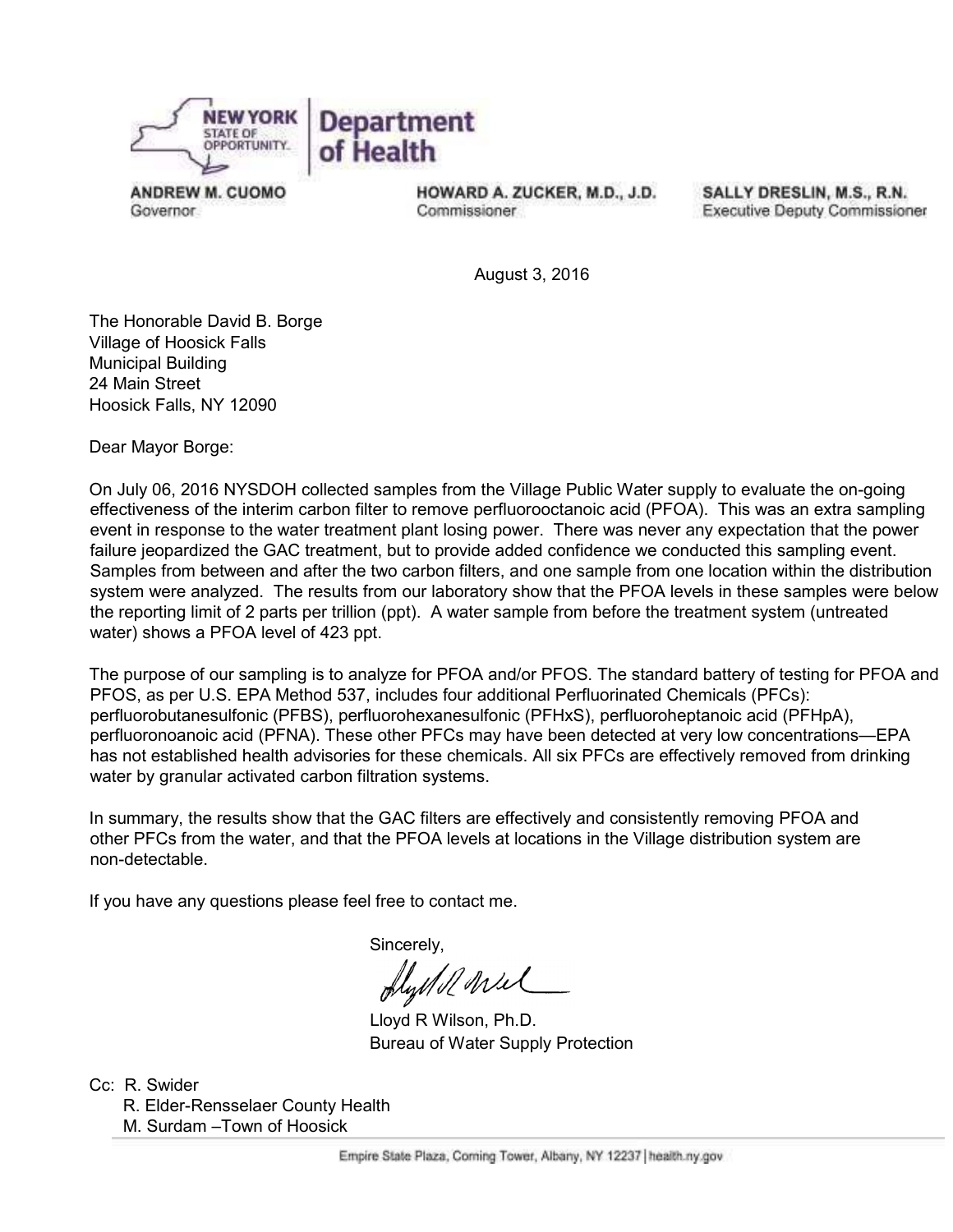**NEW YORK STATE OF OPPORTUNITY. | Department of Health**

**ANDREW M. CUOMO**
Governor

**HOWARD A. ZUCKER, M.D., J.D.**
Commissioner

**SALLY DRESLIN, M.S., R.N.**
Executive Deputy Commissioner

August 3, 2016

The Honorable David B. Borge
Village of Hoosick Falls
Municipal Building
24 Main Street
Hoosick Falls, NY 12090

Dear Mayor Borge:

On July 06, 2016 NYSDOH collected samples from the Village Public Water supply to evaluate the on-going effectiveness of the interim carbon filter to remove perfluorooctanoic acid (PFOA). This was an extra sampling event in response to the water treatment plant losing power. There was never any expectation that the power failure jeopardized the GAC treatment, but to provide added confidence we conducted this sampling event. Samples from between and after the two carbon filters, and one sample from one location within the distribution system were analyzed. The results from our laboratory show that the PFOA levels in these samples were below the reporting limit of 2 parts per trillion (ppt). A water sample from before the treatment system (untreated water) shows a PFOA level of 423 ppt.

The purpose of our sampling is to analyze for PFOA and/or PFOS. The standard battery of testing for PFOA and PFOS, as per U.S. EPA Method 537, includes four additional Perfluorinated Chemicals (PFCs): perfluorobutanesulfonic (PFBS), perfluorohexanesulfonic (PFHxS), perfluoroheptanoic acid (PFHpA), perfluoronoanoic acid (PFNA). These other PFCs may have been detected at very low concentrations—EPA has not established health advisories for these chemicals. All six PFCs are effectively removed from drinking water by granular activated carbon filtration systems.

In summary, the results show that the GAC filters are effectively and consistently removing PFOA and other PFCs from the water, and that the PFOA levels at locations in the Village distribution system are non-detectable.

If you have any questions please feel free to contact me.

Sincerely,

Lloyd R Wilson, Ph.D.
Bureau of Water Supply Protection

Cc: R. Swider
R. Elder-Rensselaer County Health
M. Surdam –Town of Hoosick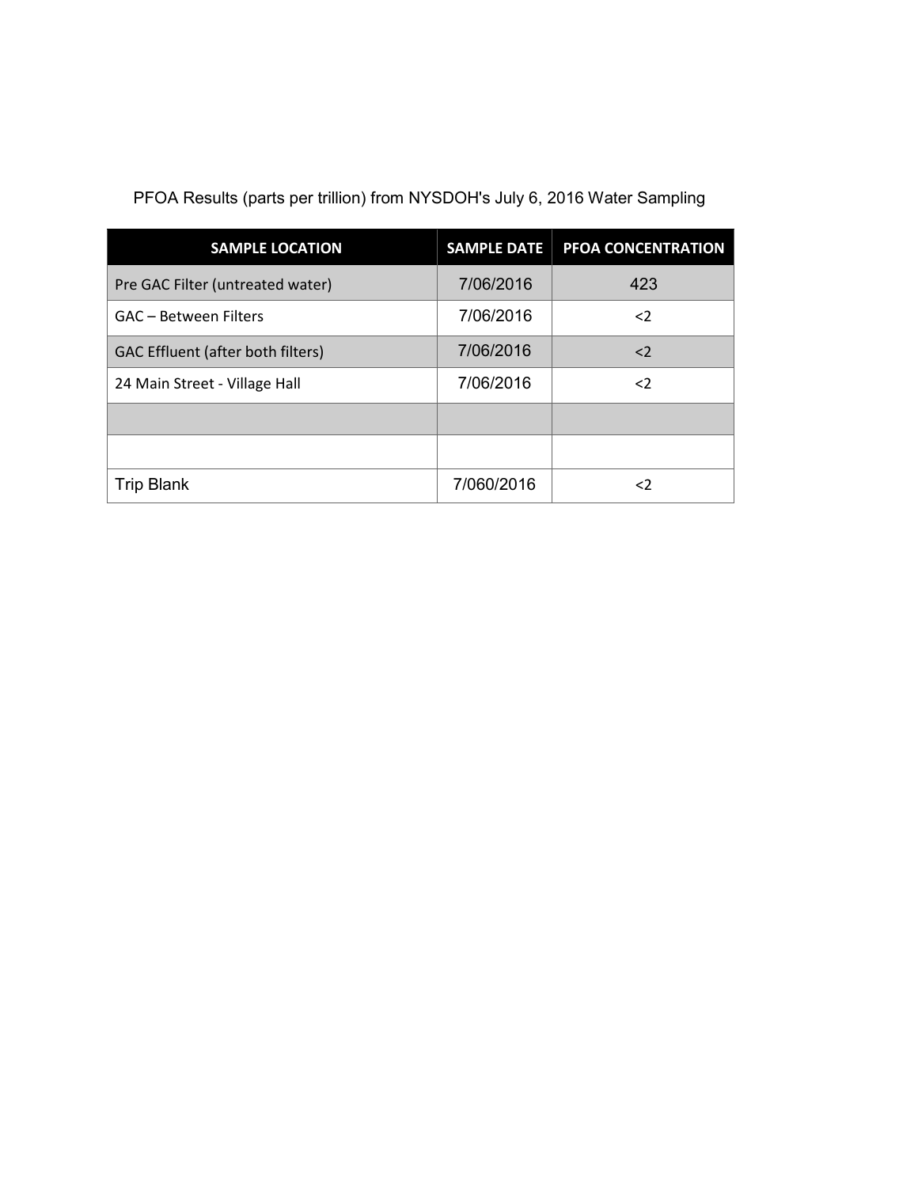PFOA Results (parts per trillion) from NYSDOH's July 6, 2016 Water Sampling

| SAMPLE LOCATION | SAMPLE DATE | PFOA CONCENTRATION |
|---|---|---|
| Pre GAC Filter (untreated water) | 7/06/2016 | 423 |
| GAC – Between Filters | 7/06/2016 | <2 |
| GAC Effluent (after both filters) | 7/06/2016 | <2 |
| 24 Main Street - Village Hall | 7/06/2016 | <2 |
| | | |
| | | |
| Trip Blank | 7/060/2016 | <2 |